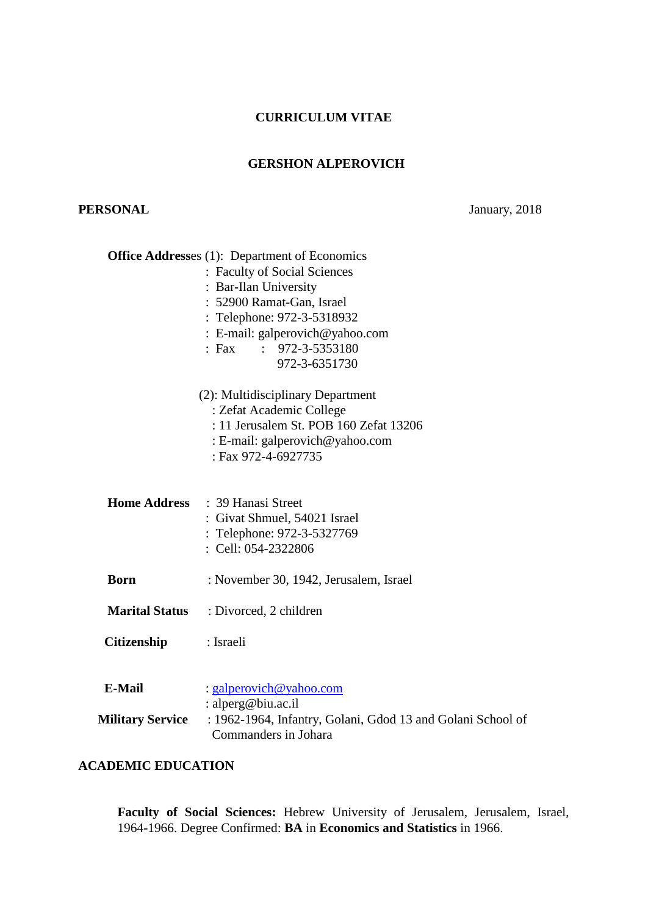**CURRICULUM VITAE**

**GERSHON ALPEROVICH**

**PERSONAL** January, 2018

**Office Address**es (1): Department of Economics
: Faculty of Social Sciences
: Bar-Ilan University
: 52900 Ramat-Gan, Israel
: Telephone: 972-3-5318932
: E-mail: galperovich@yahoo.com
: Fax : 972-3-5353180
972-3-6351730

(2): Multidisciplinary Department
: Zefat Academic College
: 11 Jerusalem St. POB 160 Zefat 13206
: E-mail: galperovich@yahoo.com
: Fax 972-4-6927735

**Home Address** : 39 Hanasi Street
: Givat Shmuel, 54021 Israel
: Telephone: 972-3-5327769
: Cell: 054-2322806

**Born** : November 30, 1942, Jerusalem, Israel

**Marital Status** : Divorced, 2 children

**Citizenship** : Israeli

**E-Mail** : galperovich@yahoo.com
: alperg@biu.ac.il

**Military Service** : 1962-1964, Infantry, Golani, Gdod 13 and Golani School of Commanders in Johara

**ACADEMIC EDUCATION**

**Faculty of Social Sciences:** Hebrew University of Jerusalem, Jerusalem, Israel, 1964-1966. Degree Confirmed: **BA** in **Economics and Statistics** in 1966.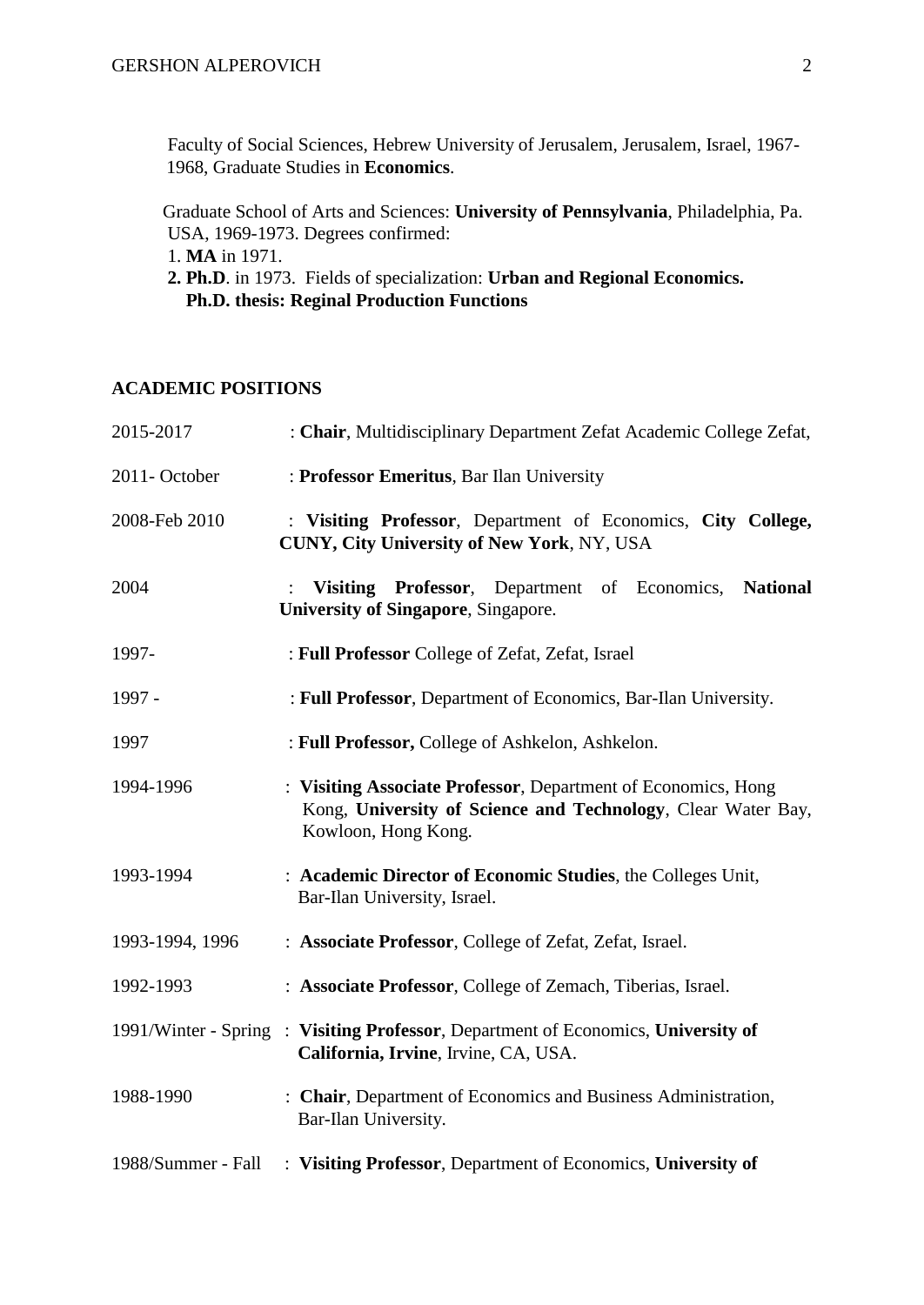Faculty of Social Sciences, Hebrew University of Jerusalem, Jerusalem, Israel, 1967-1968, Graduate Studies in **Economics**.

Graduate School of Arts and Sciences: **University of Pennsylvania**, Philadelphia, Pa. USA, 1969-1973. Degrees confirmed:

1. **MA** in 1971.
2. **Ph.D**. in 1973. Fields of specialization: **Urban and Regional Economics. Ph.D. thesis: Reginal Production Functions**

## ACADEMIC POSITIONS

| | |
|---|---|
| 2015-2017 | : **Chair**, Multidisciplinary Department Zefat Academic College Zefat, |
| 2011- October | : **Professor Emeritus**, Bar Ilan University |
| 2008-Feb 2010 | : **Visiting Professor**, Department of Economics, **City College, CUNY, City University of New York**, NY, USA |
| 2004 | : **Visiting Professor**, Department of Economics, **National University of Singapore**, Singapore. |
| 1997- | : **Full Professor** College of Zefat, Zefat, Israel |
| 1997 - | : **Full Professor**, Department of Economics, Bar-Ilan University. |
| 1997 | : **Full Professor,** College of Ashkelon, Ashkelon. |
| 1994-1996 | : **Visiting Associate Professor**, Department of Economics, Hong Kong, **University of Science and Technology**, Clear Water Bay, Kowloon, Hong Kong. |
| 1993-1994 | : **Academic Director of Economic Studies**, the Colleges Unit, Bar-Ilan University, Israel. |
| 1993-1994, 1996 | : **Associate Professor**, College of Zefat, Zefat, Israel. |
| 1992-1993 | : **Associate Professor**, College of Zemach, Tiberias, Israel. |
| 1991/Winter - Spring | : **Visiting Professor**, Department of Economics, **University of California, Irvine**, Irvine, CA, USA. |
| 1988-1990 | : **Chair**, Department of Economics and Business Administration, Bar-Ilan University. |
| 1988/Summer - Fall | : **Visiting Professor**, Department of Economics, **University of** |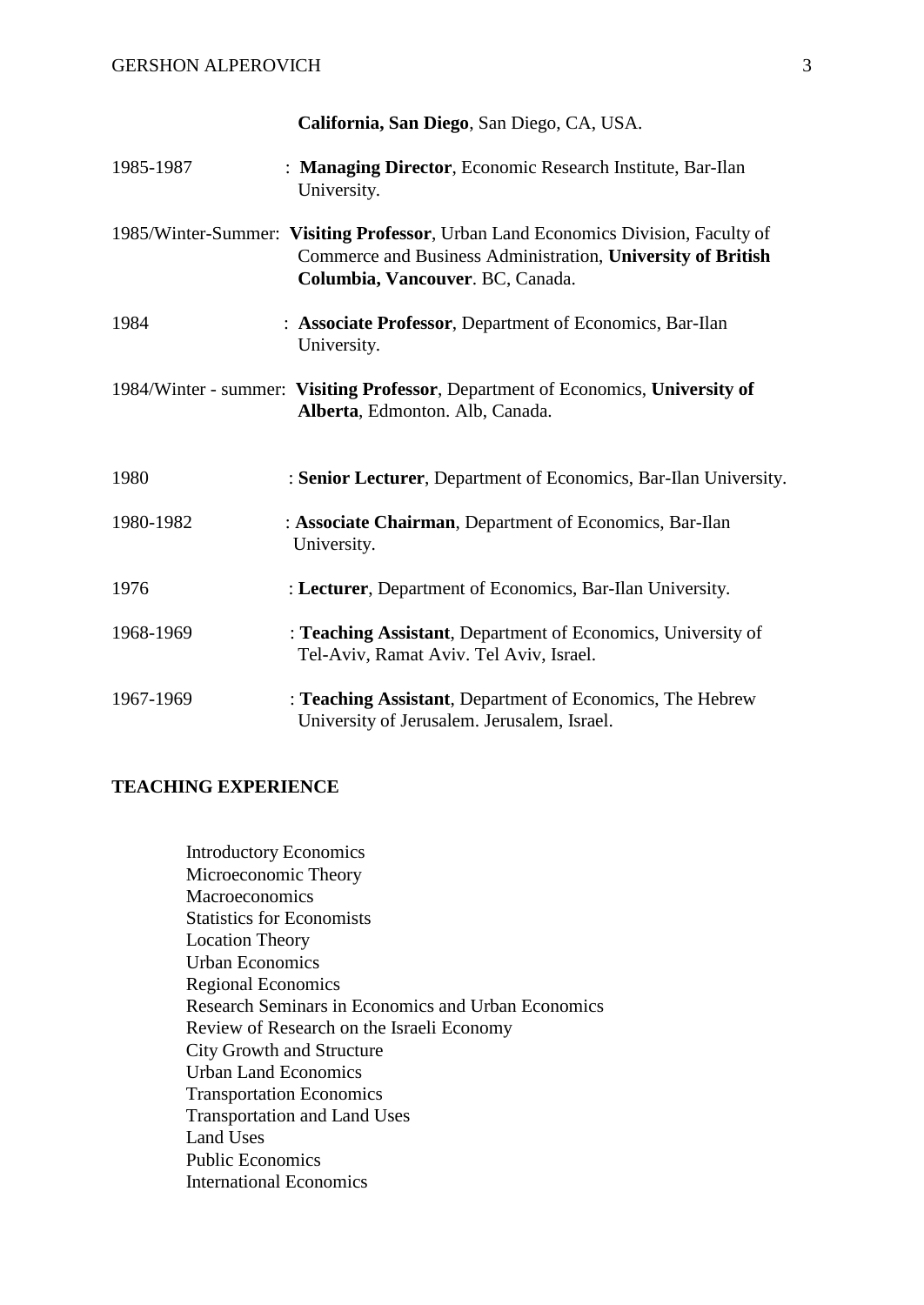**California, San Diego**, San Diego, CA, USA.

1985-1987 : **Managing Director**, Economic Research Institute, Bar-Ilan University.

1985/Winter-Summer: **Visiting Professor**, Urban Land Economics Division, Faculty of Commerce and Business Administration, **University of British Columbia, Vancouver**. BC, Canada.

1984 : **Associate Professor**, Department of Economics, Bar-Ilan University.

1984/Winter - summer: **Visiting Professor**, Department of Economics, **University of Alberta**, Edmonton. Alb, Canada.

1980 : **Senior Lecturer**, Department of Economics, Bar-Ilan University.

1980-1982 : **Associate Chairman**, Department of Economics, Bar-Ilan University.

1976 : **Lecturer**, Department of Economics, Bar-Ilan University.

1968-1969 : **Teaching Assistant**, Department of Economics, University of Tel-Aviv, Ramat Aviv. Tel Aviv, Israel.

1967-1969 : **Teaching Assistant**, Department of Economics, The Hebrew University of Jerusalem. Jerusalem, Israel.

## TEACHING EXPERIENCE

Introductory Economics
Microeconomic Theory
Macroeconomics
Statistics for Economists
Location Theory
Urban Economics
Regional Economics
Research Seminars in Economics and Urban Economics
Review of Research on the Israeli Economy
City Growth and Structure
Urban Land Economics
Transportation Economics
Transportation and Land Uses
Land Uses
Public Economics
International Economics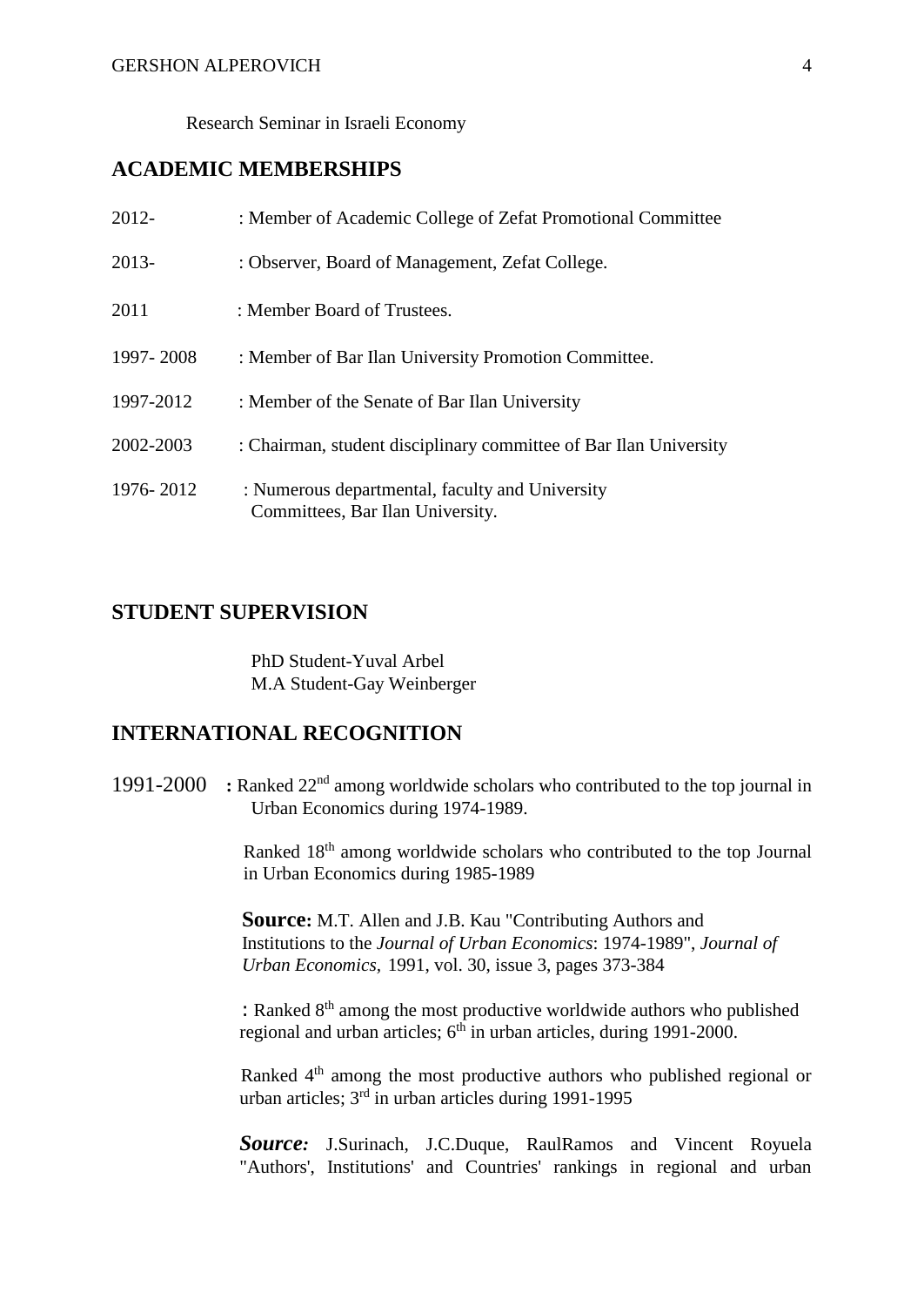Research Seminar in Israeli Economy

## ACADEMIC MEMBERSHIPS

2012- : Member of Academic College of Zefat Promotional Committee

2013- : Observer, Board of Management, Zefat College.

2011 : Member Board of Trustees.

1997- 2008 : Member of Bar Ilan University Promotion Committee.

1997-2012 : Member of the Senate of Bar Ilan University

2002-2003 : Chairman, student disciplinary committee of Bar Ilan University

1976- 2012 : Numerous departmental, faculty and University Committees, Bar Ilan University.

## STUDENT SUPERVISION

PhD Student-Yuval Arbel
M.A Student-Gay Weinberger

## INTERNATIONAL RECOGNITION

1991-2000 **:** Ranked 22nd among worldwide scholars who contributed to the top journal in Urban Economics during 1974-1989.

Ranked 18th among worldwide scholars who contributed to the top Journal in Urban Economics during 1985-1989

**Source:** M.T. Allen and J.B. Kau "Contributing Authors and Institutions to the *Journal of Urban Economics*: 1974-1989", *Journal of Urban Economics,* 1991, vol. 30, issue 3, pages 373-384

: Ranked 8th among the most productive worldwide authors who published regional and urban articles; 6th in urban articles, during 1991-2000.

Ranked 4th among the most productive authors who published regional or urban articles; 3rd in urban articles during 1991-1995

***Source:*** J.Surinach, J.C.Duque, RaulRamos and Vincent Royuela "Authors', Institutions' and Countries' rankings in regional and urban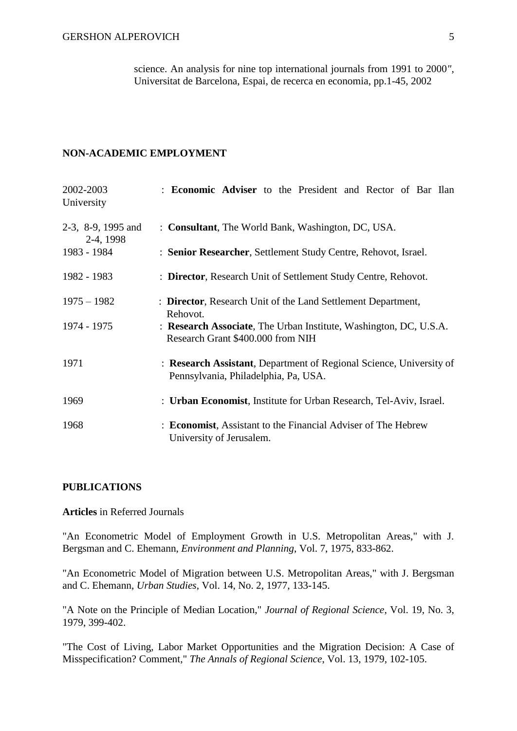science. An analysis for nine top international journals from 1991 to 2000″, Universitat de Barcelona, Espai, de recerca en economia, pp.1-45, 2002

**NON-ACADEMIC EMPLOYMENT**

| | |
|---|---|
| 2002-2003 | : **Economic Adviser** to the President and Rector of Bar Ilan University |
| 2-3, 8-9, 1995 and 2-4, 1998 | : **Consultant**, The World Bank, Washington, DC, USA. |
| 1983 - 1984 | : **Senior Researcher**, Settlement Study Centre, Rehovot, Israel. |
| 1982 - 1983 | : **Director**, Research Unit of Settlement Study Centre, Rehovot. |
| 1975 – 1982 | : **Director**, Research Unit of the Land Settlement Department, Rehovot. |
| 1974 - 1975 | : **Research Associate**, The Urban Institute, Washington, DC, U.S.A. Research Grant $400.000 from NIH |
| 1971 | : **Research Assistant**, Department of Regional Science, University of Pennsylvania, Philadelphia, Pa, USA. |
| 1969 | : **Urban Economist**, Institute for Urban Research, Tel-Aviv, Israel. |
| 1968 | : **Economist**, Assistant to the Financial Adviser of The Hebrew University of Jerusalem. |

**PUBLICATIONS**

**Articles** in Referred Journals

"An Econometric Model of Employment Growth in U.S. Metropolitan Areas," with J. Bergsman and C. Ehemann, *Environment and Planning*, Vol. 7, 1975, 833-862.

"An Econometric Model of Migration between U.S. Metropolitan Areas," with J. Bergsman and C. Ehemann, *Urban Studies*, Vol. 14, No. 2, 1977, 133-145.

"A Note on the Principle of Median Location," *Journal of Regional Science*, Vol. 19, No. 3, 1979, 399-402.

"The Cost of Living, Labor Market Opportunities and the Migration Decision: A Case of Misspecification? Comment," *The Annals of Regional Science*, Vol. 13, 1979, 102-105.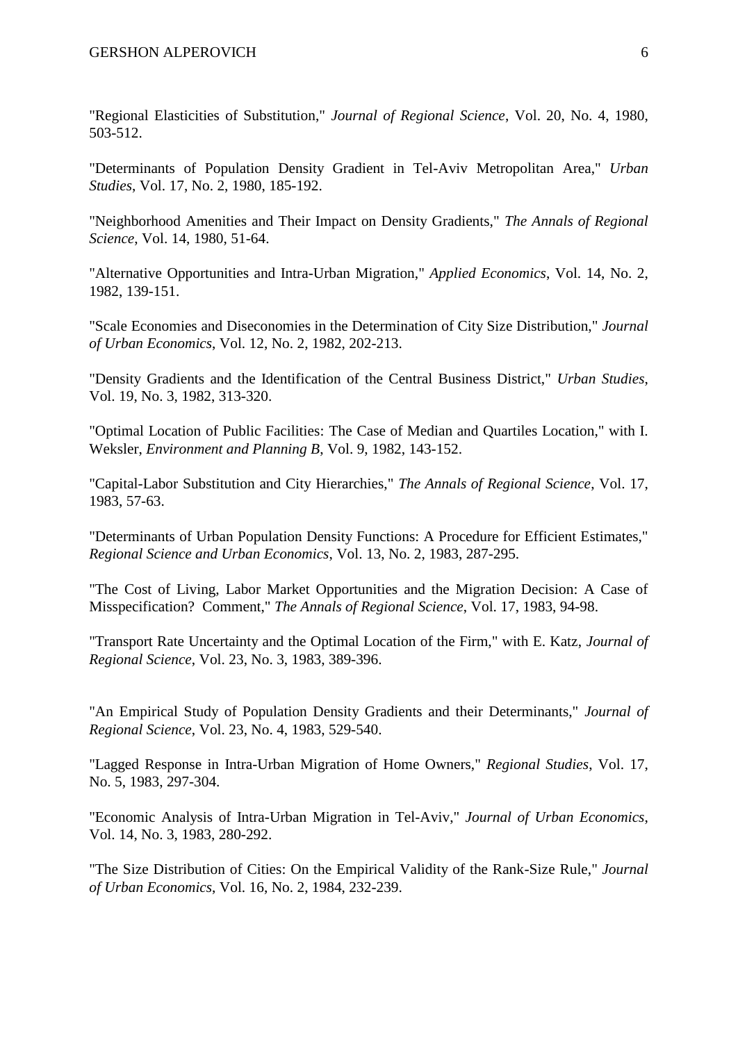"Regional Elasticities of Substitution," *Journal of Regional Science*, Vol. 20, No. 4, 1980, 503-512.

"Determinants of Population Density Gradient in Tel-Aviv Metropolitan Area," *Urban Studies*, Vol. 17, No. 2, 1980, 185-192.

"Neighborhood Amenities and Their Impact on Density Gradients," *The Annals of Regional Science*, Vol. 14, 1980, 51-64.

"Alternative Opportunities and Intra-Urban Migration," *Applied Economics*, Vol. 14, No. 2, 1982, 139-151.

"Scale Economies and Diseconomies in the Determination of City Size Distribution," *Journal of Urban Economics*, Vol. 12, No. 2, 1982, 202-213.

"Density Gradients and the Identification of the Central Business District," *Urban Studies*, Vol. 19, No. 3, 1982, 313-320.

"Optimal Location of Public Facilities: The Case of Median and Quartiles Location," with I. Weksler, *Environment and Planning B*, Vol. 9, 1982, 143-152.

"Capital-Labor Substitution and City Hierarchies," *The Annals of Regional Science*, Vol. 17, 1983, 57-63.

"Determinants of Urban Population Density Functions: A Procedure for Efficient Estimates," *Regional Science and Urban Economics*, Vol. 13, No. 2, 1983, 287-295.

"The Cost of Living, Labor Market Opportunities and the Migration Decision: A Case of Misspecification? Comment," *The Annals of Regional Science*, Vol. 17, 1983, 94-98.

"Transport Rate Uncertainty and the Optimal Location of the Firm," with E. Katz, *Journal of Regional Science*, Vol. 23, No. 3, 1983, 389-396.

"An Empirical Study of Population Density Gradients and their Determinants," *Journal of Regional Science*, Vol. 23, No. 4, 1983, 529-540.

"Lagged Response in Intra-Urban Migration of Home Owners," *Regional Studies*, Vol. 17, No. 5, 1983, 297-304.

"Economic Analysis of Intra-Urban Migration in Tel-Aviv," *Journal of Urban Economics*, Vol. 14, No. 3, 1983, 280-292.

"The Size Distribution of Cities: On the Empirical Validity of the Rank-Size Rule," *Journal of Urban Economics*, Vol. 16, No. 2, 1984, 232-239.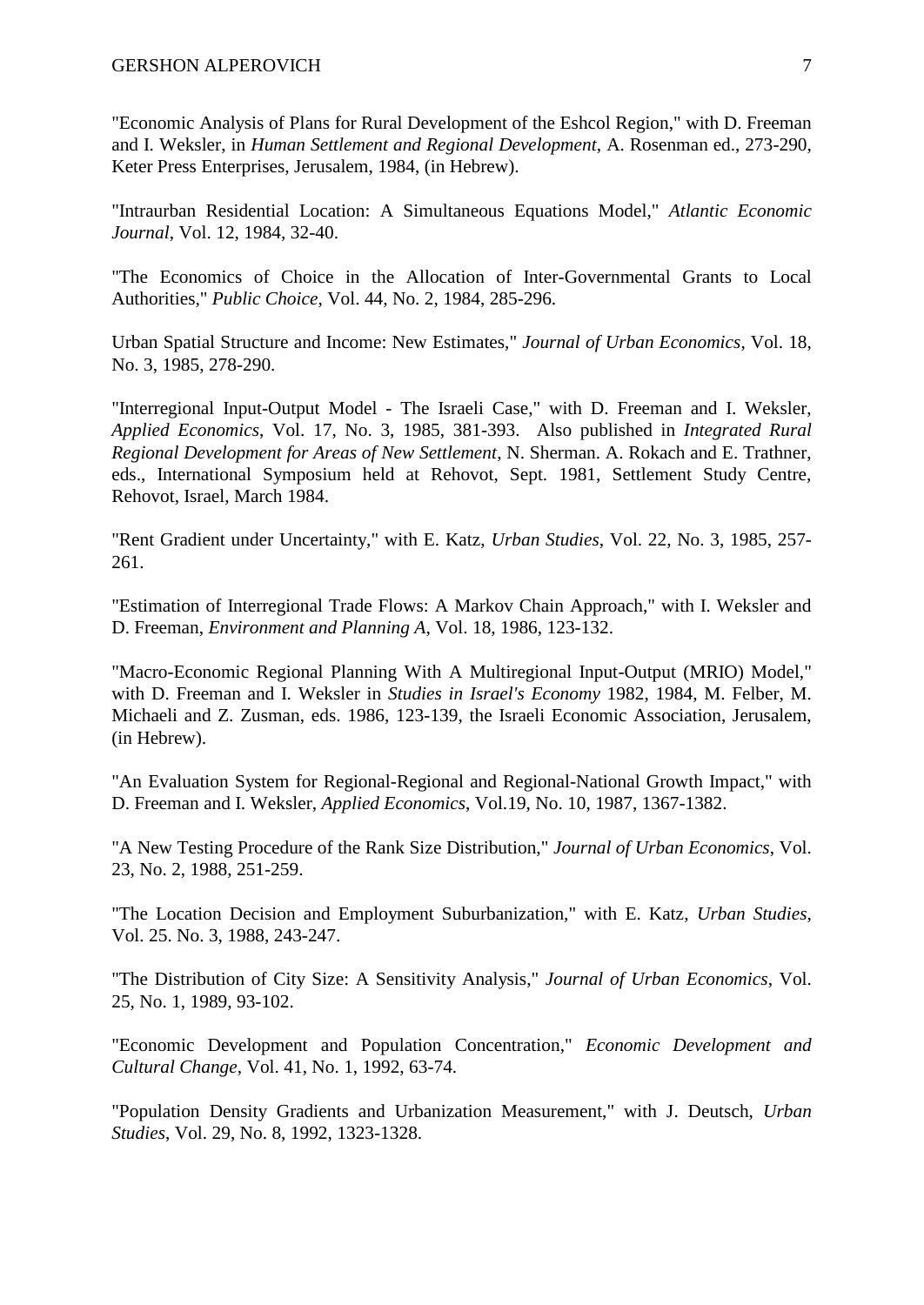"Economic Analysis of Plans for Rural Development of the Eshcol Region," with D. Freeman and I. Weksler, in *Human Settlement and Regional Development*, A. Rosenman ed., 273-290, Keter Press Enterprises, Jerusalem, 1984, (in Hebrew).

"Intraurban Residential Location: A Simultaneous Equations Model," *Atlantic Economic Journal*, Vol. 12, 1984, 32-40.

"The Economics of Choice in the Allocation of Inter-Governmental Grants to Local Authorities," *Public Choice*, Vol. 44, No. 2, 1984, 285-296.

Urban Spatial Structure and Income: New Estimates," *Journal of Urban Economics*, Vol. 18, No. 3, 1985, 278-290.

"Interregional Input-Output Model - The Israeli Case," with D. Freeman and I. Weksler, *Applied Economics*, Vol. 17, No. 3, 1985, 381-393. Also published in *Integrated Rural Regional Development for Areas of New Settlement*, N. Sherman. A. Rokach and E. Trathner, eds., International Symposium held at Rehovot, Sept. 1981, Settlement Study Centre, Rehovot, Israel, March 1984.

"Rent Gradient under Uncertainty," with E. Katz, *Urban Studies*, Vol. 22, No. 3, 1985, 257-261.

"Estimation of Interregional Trade Flows: A Markov Chain Approach," with I. Weksler and D. Freeman, *Environment and Planning A*, Vol. 18, 1986, 123-132.

"Macro-Economic Regional Planning With A Multiregional Input-Output (MRIO) Model," with D. Freeman and I. Weksler in *Studies in Israel's Economy* 1982, 1984, M. Felber, M. Michaeli and Z. Zusman, eds. 1986, 123-139, the Israeli Economic Association, Jerusalem, (in Hebrew).

"An Evaluation System for Regional-Regional and Regional-National Growth Impact," with D. Freeman and I. Weksler, *Applied Economics*, Vol.19, No. 10, 1987, 1367-1382.

"A New Testing Procedure of the Rank Size Distribution," *Journal of Urban Economics*, Vol. 23, No. 2, 1988, 251-259.

"The Location Decision and Employment Suburbanization," with E. Katz, *Urban Studies*, Vol. 25. No. 3, 1988, 243-247.

"The Distribution of City Size: A Sensitivity Analysis," *Journal of Urban Economics*, Vol. 25, No. 1, 1989, 93-102.

"Economic Development and Population Concentration," *Economic Development and Cultural Change*, Vol. 41, No. 1, 1992, 63-74.

"Population Density Gradients and Urbanization Measurement," with J. Deutsch, *Urban Studies*, Vol. 29, No. 8, 1992, 1323-1328.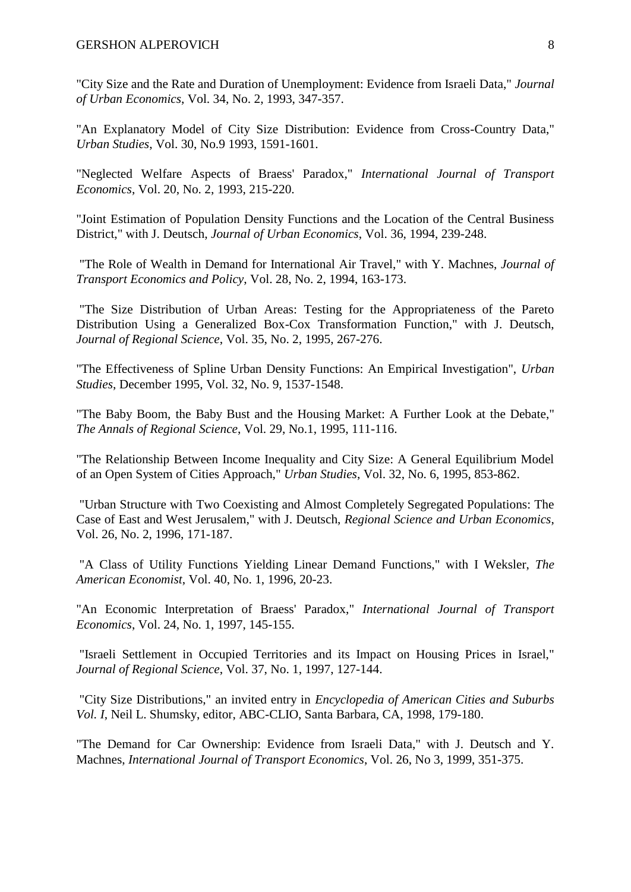"City Size and the Rate and Duration of Unemployment: Evidence from Israeli Data," *Journal of Urban Economics*, Vol. 34, No. 2, 1993, 347-357.

"An Explanatory Model of City Size Distribution: Evidence from Cross-Country Data," *Urban Studies*, Vol. 30, No.9 1993, 1591-1601.

"Neglected Welfare Aspects of Braess' Paradox," *International Journal of Transport Economics*, Vol. 20, No. 2, 1993, 215-220.

"Joint Estimation of Population Density Functions and the Location of the Central Business District," with J. Deutsch, *Journal of Urban Economics*, Vol. 36, 1994, 239-248.

"The Role of Wealth in Demand for International Air Travel," with Y. Machnes, *Journal of Transport Economics and Policy*, Vol. 28, No. 2, 1994, 163-173.

"The Size Distribution of Urban Areas: Testing for the Appropriateness of the Pareto Distribution Using a Generalized Box-Cox Transformation Function," with J. Deutsch, *Journal of Regional Science*, Vol. 35, No. 2, 1995, 267-276.

"The Effectiveness of Spline Urban Density Functions: An Empirical Investigation", *Urban Studies*, December 1995, Vol. 32, No. 9, 1537-1548.

"The Baby Boom, the Baby Bust and the Housing Market: A Further Look at the Debate," *The Annals of Regional Science*, Vol. 29, No.1, 1995, 111-116.

"The Relationship Between Income Inequality and City Size: A General Equilibrium Model of an Open System of Cities Approach," *Urban Studies*, Vol. 32, No. 6, 1995, 853-862.

"Urban Structure with Two Coexisting and Almost Completely Segregated Populations: The Case of East and West Jerusalem," with J. Deutsch, *Regional Science and Urban Economics*, Vol. 26, No. 2, 1996, 171-187.

"A Class of Utility Functions Yielding Linear Demand Functions," with I Weksler, *The American Economist*, Vol. 40, No. 1, 1996, 20-23.

"An Economic Interpretation of Braess' Paradox," *International Journal of Transport Economics*, Vol. 24, No. 1, 1997, 145-155.

"Israeli Settlement in Occupied Territories and its Impact on Housing Prices in Israel," *Journal of Regional Science*, Vol. 37, No. 1, 1997, 127-144.

"City Size Distributions," an invited entry in *Encyclopedia of American Cities and Suburbs Vol. I*, Neil L. Shumsky, editor, ABC-CLIO, Santa Barbara, CA, 1998, 179-180.

"The Demand for Car Ownership: Evidence from Israeli Data," with J. Deutsch and Y. Machnes, *International Journal of Transport Economics*, Vol. 26, No 3, 1999, 351-375.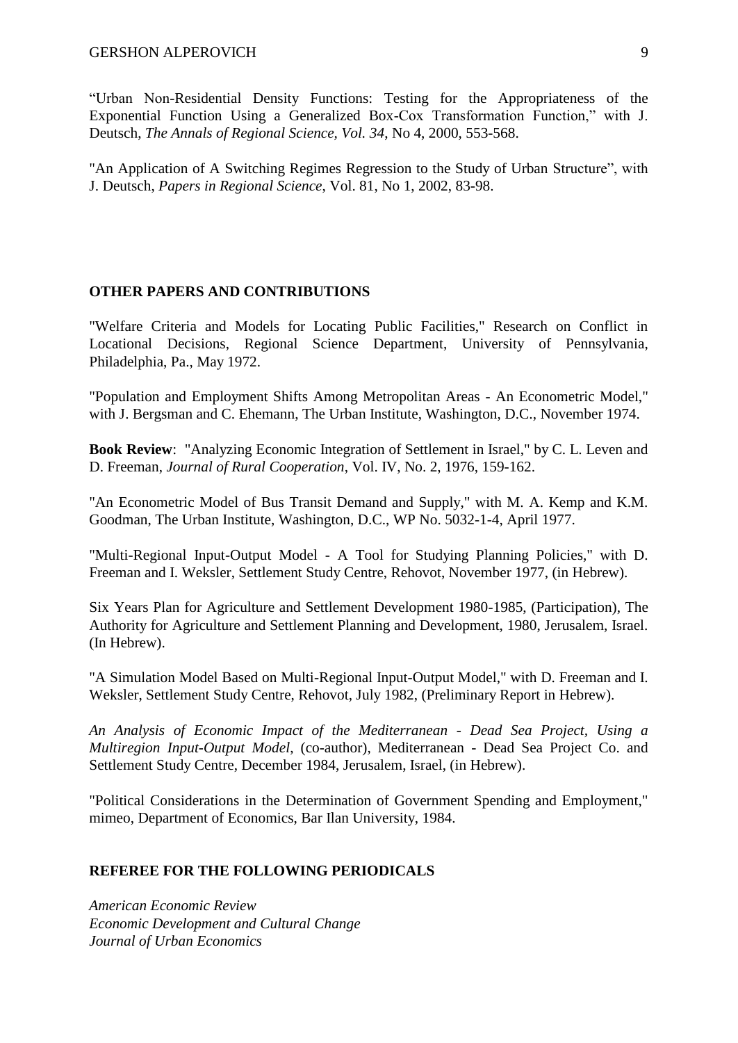"Urban Non-Residential Density Functions: Testing for the Appropriateness of the Exponential Function Using a Generalized Box-Cox Transformation Function," with J. Deutsch, *The Annals of Regional Science, Vol. 34*, No 4, 2000, 553-568.

"An Application of A Switching Regimes Regression to the Study of Urban Structure", with J. Deutsch, *Papers in Regional Science*, Vol. 81, No 1, 2002, 83-98.

## OTHER PAPERS AND CONTRIBUTIONS

"Welfare Criteria and Models for Locating Public Facilities," Research on Conflict in Locational Decisions, Regional Science Department, University of Pennsylvania, Philadelphia, Pa., May 1972.

"Population and Employment Shifts Among Metropolitan Areas - An Econometric Model," with J. Bergsman and C. Ehemann, The Urban Institute, Washington, D.C., November 1974.

**Book Review**: "Analyzing Economic Integration of Settlement in Israel," by C. L. Leven and D. Freeman, *Journal of Rural Cooperation*, Vol. IV, No. 2, 1976, 159-162.

"An Econometric Model of Bus Transit Demand and Supply," with M. A. Kemp and K.M. Goodman, The Urban Institute, Washington, D.C., WP No. 5032-1-4, April 1977.

"Multi-Regional Input-Output Model - A Tool for Studying Planning Policies," with D. Freeman and I. Weksler, Settlement Study Centre, Rehovot, November 1977, (in Hebrew).

Six Years Plan for Agriculture and Settlement Development 1980-1985, (Participation), The Authority for Agriculture and Settlement Planning and Development, 1980, Jerusalem, Israel. (In Hebrew).

"A Simulation Model Based on Multi-Regional Input-Output Model," with D. Freeman and I. Weksler, Settlement Study Centre, Rehovot, July 1982, (Preliminary Report in Hebrew).

*An Analysis of Economic Impact of the Mediterranean - Dead Sea Project, Using a Multiregion Input-Output Model*, (co-author), Mediterranean - Dead Sea Project Co. and Settlement Study Centre, December 1984, Jerusalem, Israel, (in Hebrew).

"Political Considerations in the Determination of Government Spending and Employment," mimeo, Department of Economics, Bar Ilan University, 1984.

## REFEREE FOR THE FOLLOWING PERIODICALS

*American Economic Review*
*Economic Development and Cultural Change*
*Journal of Urban Economics*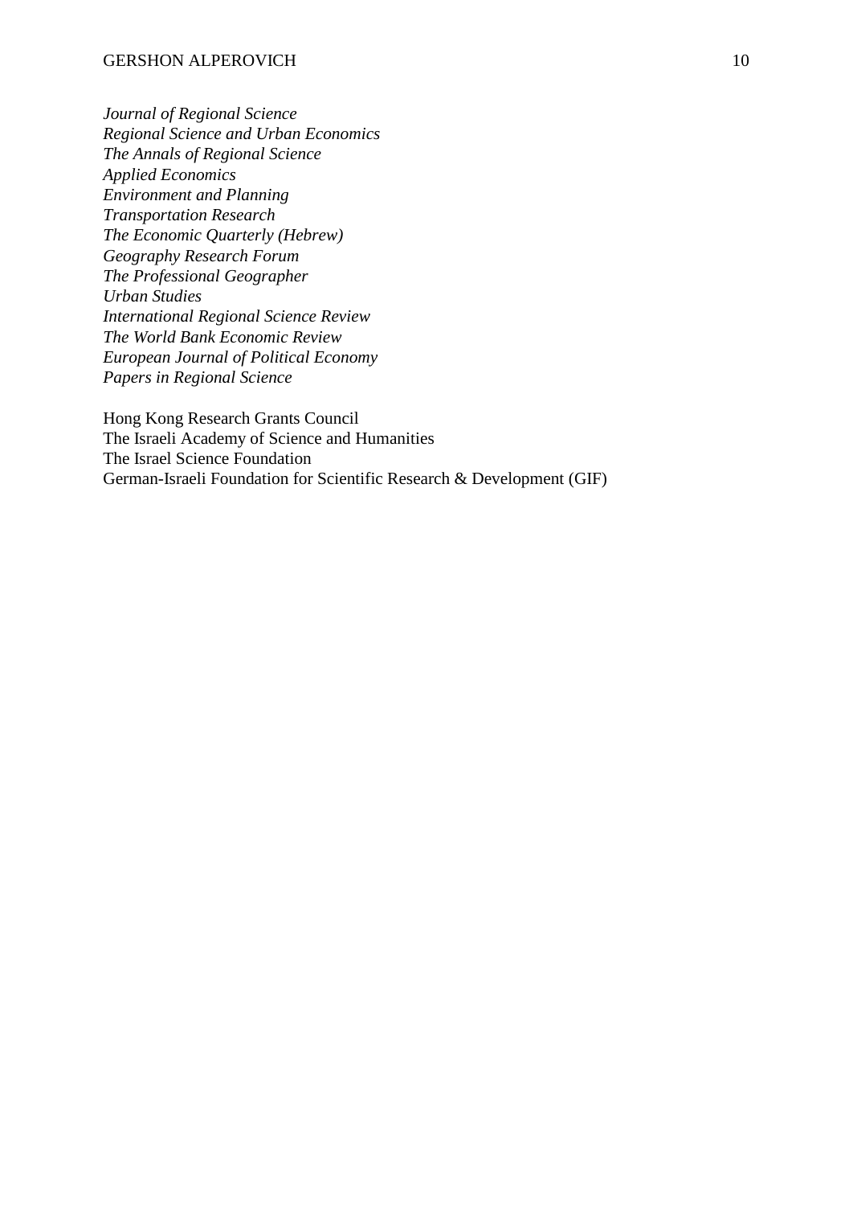*Journal of Regional Science*
*Regional Science and Urban Economics*
*The Annals of Regional Science*
*Applied Economics*
*Environment and Planning*
*Transportation Research*
*The Economic Quarterly (Hebrew)*
*Geography Research Forum*
*The Professional Geographer*
*Urban Studies*
*International Regional Science Review*
*The World Bank Economic Review*
*European Journal of Political Economy*
*Papers in Regional Science*

Hong Kong Research Grants Council
The Israeli Academy of Science and Humanities
The Israel Science Foundation
German-Israeli Foundation for Scientific Research & Development (GIF)